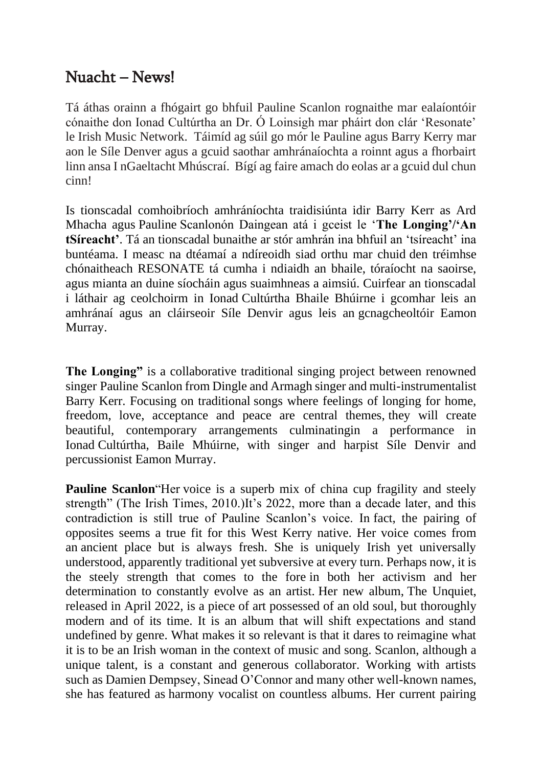# Nuacht – News!

Tá áthas orainn a fhógairt go bhfuil Pauline Scanlon rognaithe mar ealaíontóir cónaithe don Ionad Cultúrtha an Dr. Ó Loinsigh mar pháirt don clár 'Resonate' le Irish Music Network. Táimíd ag súil go mór le Pauline agus Barry Kerry mar aon le Síle Denver agus a gcuid saothar amhránaíochta a roinnt agus a fhorbairt linn ansa I nGaeltacht Mhúscraí. Bígí ag faire amach do eolas ar a gcuid dul chun cinn!

Is tionscadal comhoibríoch amhrániochta traidisiúnta idir Barry Kerr as Ard Mhacha agus Pauline Scanlonón Daingean atá i gceist le '**The Longing'/'An tSíreacht'**. Tá an tionscadal bunaithe ar stór amhrán ina bhfuil an 'tsíreacht' ina buntéama. I measc na dtéamaí a ndíreoidh siad orthu mar chuid den tréimhse chónaitheach RESONATE tá cumha i ndiaidh an bhaile, tóraíocht na saoirse, agus mianta an duine síocháin agus suaimhneas a aimsiú. Cuirfear an tionscadal i láthair ag ceolchoirm in Ionad Cultúrtha Bhaile Bhúirne i gcomhar leis an amhránaí agus an cláirseoir Síle Denvir agus leis an gcnagcheoltóir Eamon Murray.

**The Longing"** is a collaborative traditional singing project between renowned singer Pauline Scanlon from Dingle and Armagh singer and multi-instrumentalist Barry Kerr. Focusing on traditional songs where feelings of longing for home, freedom, love, acceptance and peace are central themes, they will create beautiful, contemporary arrangements culminatingin a performance in Ionad Cultúrtha, Baile Mhúirne, with singer and harpist Síle Denvir and percussionist Eamon Murray.

**Pauline Scanlon**"Her voice is a superb mix of china cup fragility and steely strength" (The Irish Times, 2010.)It's 2022, more than a decade later, and this contradiction is still true of Pauline Scanlon's voice. In fact, the pairing of opposites seems a true fit for this West Kerry native. Her voice comes from an ancient place but is always fresh. She is uniquely Irish yet universally understood, apparently traditional yet subversive at every turn. Perhaps now, it is the steely strength that comes to the fore in both her activism and her determination to constantly evolve as an artist. Her new album, The Unquiet, released in April 2022, is a piece of art possessed of an old soul, but thoroughly modern and of its time. It is an album that will shift expectations and stand undefined by genre. What makes it so relevant is that it dares to reimagine what it is to be an Irish woman in the context of music and song. Scanlon, although a unique talent, is a constant and generous collaborator. Working with artists such as Damien Dempsey, Sinead O'Connor and many other well-known names, she has featured as harmony vocalist on countless albums. Her current pairing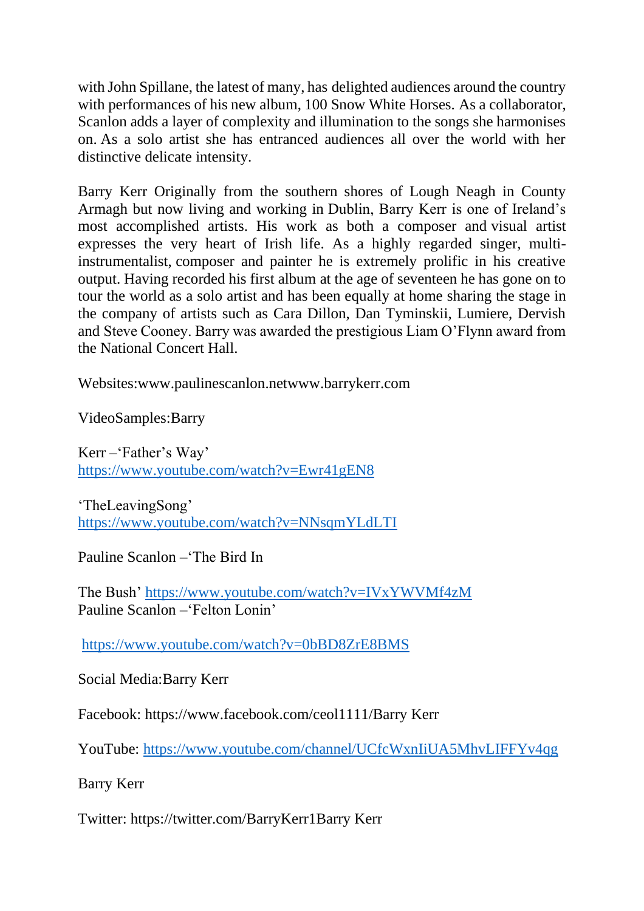with John Spillane, the latest of many, has delighted audiences around the country with performances of his new album, 100 Snow White Horses. As a collaborator, Scanlon adds a layer of complexity and illumination to the songs she harmonises on. As a solo artist she has entranced audiences all over the world with her distinctive delicate intensity.

Barry Kerr Originally from the southern shores of Lough Neagh in County Armagh but now living and working in Dublin, Barry Kerr is one of Ireland's most accomplished artists. His work as both a composer and visual artist expresses the very heart of Irish life. As a highly regarded singer, multi-instrumentalist, composer and painter he is extremely prolific in his creative output. Having recorded his first album at the age of seventeen he has gone on to tour the world as a solo artist and has been equally at home sharing the stage in the company of artists such as Cara Dillon, Dan Tyminskii, Lumiere, Dervish and Steve Cooney. Barry was awarded the prestigious Liam O'Flynn award from the National Concert Hall.

Websites:www.paulinescanlon.netwww.barrykerr.com

VideoSamples:Barry

Kerr –'Father's Way'
https://www.youtube.com/watch?v=Ewr41gEN8

'TheLeavingSong'
https://www.youtube.com/watch?v=NNsqmYLdLTI

Pauline Scanlon –'The Bird In

The Bush' https://www.youtube.com/watch?v=IVxYWVMf4zM
Pauline Scanlon –'Felton Lonin'

https://www.youtube.com/watch?v=0bBD8ZrE8BMS

Social Media:Barry Kerr

Facebook: https://www.facebook.com/ceol1111/Barry Kerr

YouTube: https://www.youtube.com/channel/UCfcWxnIiUA5MhvLIFFYv4qg

Barry Kerr

Twitter: https://twitter.com/BarryKerr1Barry Kerr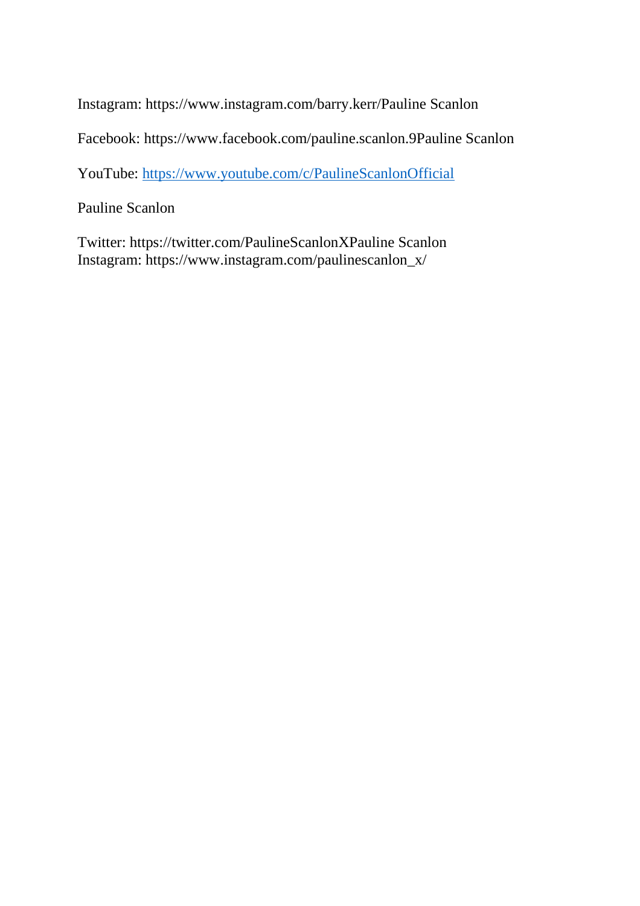Instagram: https://www.instagram.com/barry.kerr/Pauline Scanlon

Facebook: https://www.facebook.com/pauline.scanlon.9Pauline Scanlon

YouTube: [https://www.youtube.com/c/PaulineScanlonOfficial](https://www.youtube.com/c/PaulineScanlonOfficial)

Pauline Scanlon

Twitter: https://twitter.com/PaulineScanlonXPauline Scanlon
Instagram: https://www.instagram.com/paulinescanlon_x/